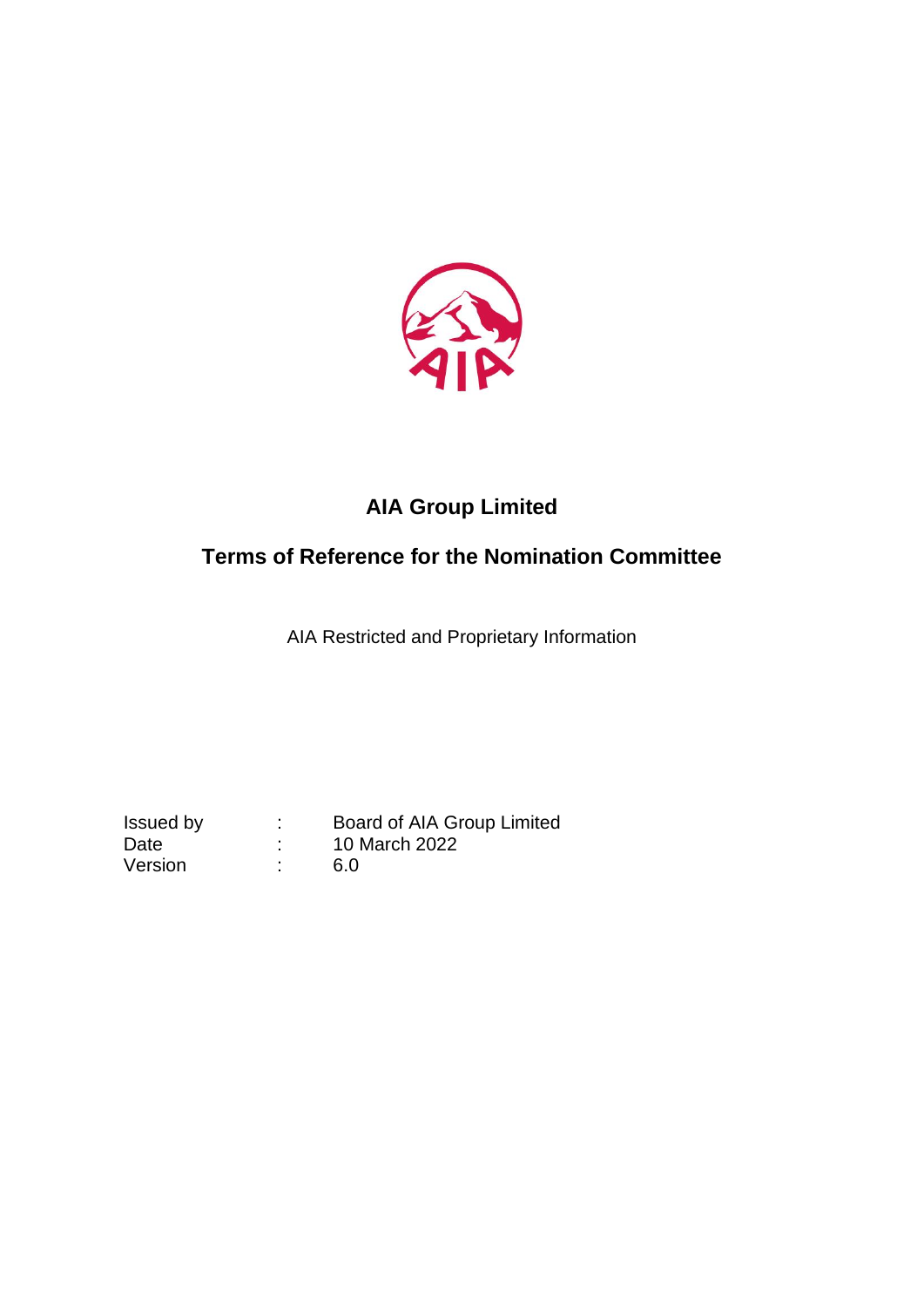# AIA Group Limited

## Terms of Reference for the Nomination Committee

AIA Restricted and Proprietary Information

| | | |
|---|---|---|
| Issued by | : | Board of AIA Group Limited |
| Date | : | 10 March 2022 |
| Version | : | 6.0 |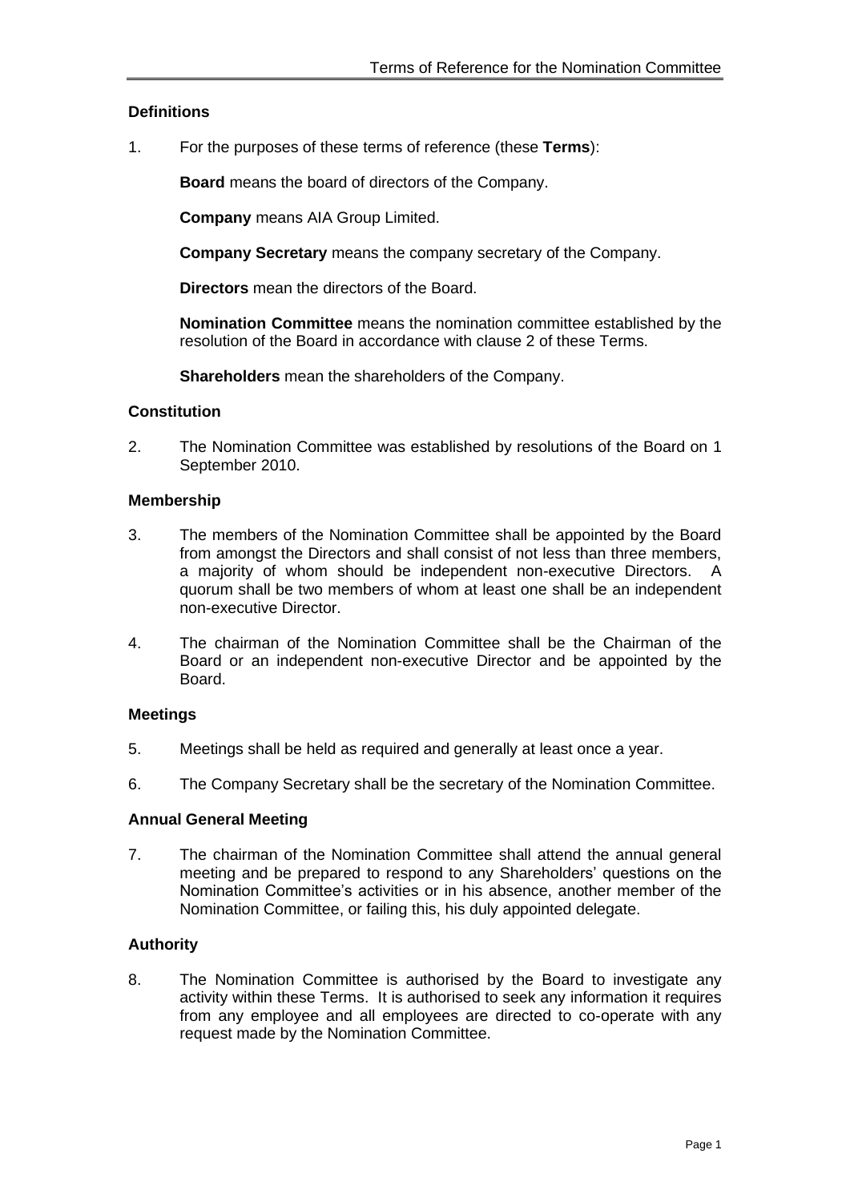## Definitions

1. For the purposes of these terms of reference (these **Terms**):

   **Board** means the board of directors of the Company.

   **Company** means AIA Group Limited.

   **Company Secretary** means the company secretary of the Company.

   **Directors** mean the directors of the Board.

   **Nomination Committee** means the nomination committee established by the resolution of the Board in accordance with clause 2 of these Terms.

   **Shareholders** mean the shareholders of the Company.

## Constitution

2. The Nomination Committee was established by resolutions of the Board on 1 September 2010.

## Membership

3. The members of the Nomination Committee shall be appointed by the Board from amongst the Directors and shall consist of not less than three members, a majority of whom should be independent non-executive Directors. A quorum shall be two members of whom at least one shall be an independent non-executive Director.

4. The chairman of the Nomination Committee shall be the Chairman of the Board or an independent non-executive Director and be appointed by the Board.

## Meetings

5. Meetings shall be held as required and generally at least once a year.

6. The Company Secretary shall be the secretary of the Nomination Committee.

## Annual General Meeting

7. The chairman of the Nomination Committee shall attend the annual general meeting and be prepared to respond to any Shareholders' questions on the Nomination Committee's activities or in his absence, another member of the Nomination Committee, or failing this, his duly appointed delegate.

## Authority

8. The Nomination Committee is authorised by the Board to investigate any activity within these Terms. It is authorised to seek any information it requires from any employee and all employees are directed to co-operate with any request made by the Nomination Committee.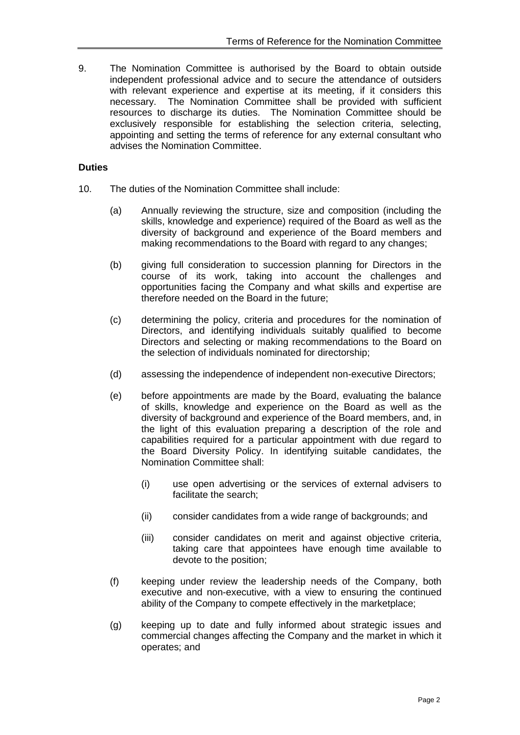9. The Nomination Committee is authorised by the Board to obtain outside independent professional advice and to secure the attendance of outsiders with relevant experience and expertise at its meeting, if it considers this necessary. The Nomination Committee shall be provided with sufficient resources to discharge its duties. The Nomination Committee should be exclusively responsible for establishing the selection criteria, selecting, appointing and setting the terms of reference for any external consultant who advises the Nomination Committee.

**Duties**

10. The duties of the Nomination Committee shall include:

    (a) Annually reviewing the structure, size and composition (including the skills, knowledge and experience) required of the Board as well as the diversity of background and experience of the Board members and making recommendations to the Board with regard to any changes;

    (b) giving full consideration to succession planning for Directors in the course of its work, taking into account the challenges and opportunities facing the Company and what skills and expertise are therefore needed on the Board in the future;

    (c) determining the policy, criteria and procedures for the nomination of Directors, and identifying individuals suitably qualified to become Directors and selecting or making recommendations to the Board on the selection of individuals nominated for directorship;

    (d) assessing the independence of independent non-executive Directors;

    (e) before appointments are made by the Board, evaluating the balance of skills, knowledge and experience on the Board as well as the diversity of background and experience of the Board members, and, in the light of this evaluation preparing a description of the role and capabilities required for a particular appointment with due regard to the Board Diversity Policy. In identifying suitable candidates, the Nomination Committee shall:

        (i) use open advertising or the services of external advisers to facilitate the search;

        (ii) consider candidates from a wide range of backgrounds; and

        (iii) consider candidates on merit and against objective criteria, taking care that appointees have enough time available to devote to the position;

    (f) keeping under review the leadership needs of the Company, both executive and non-executive, with a view to ensuring the continued ability of the Company to compete effectively in the marketplace;

    (g) keeping up to date and fully informed about strategic issues and commercial changes affecting the Company and the market in which it operates; and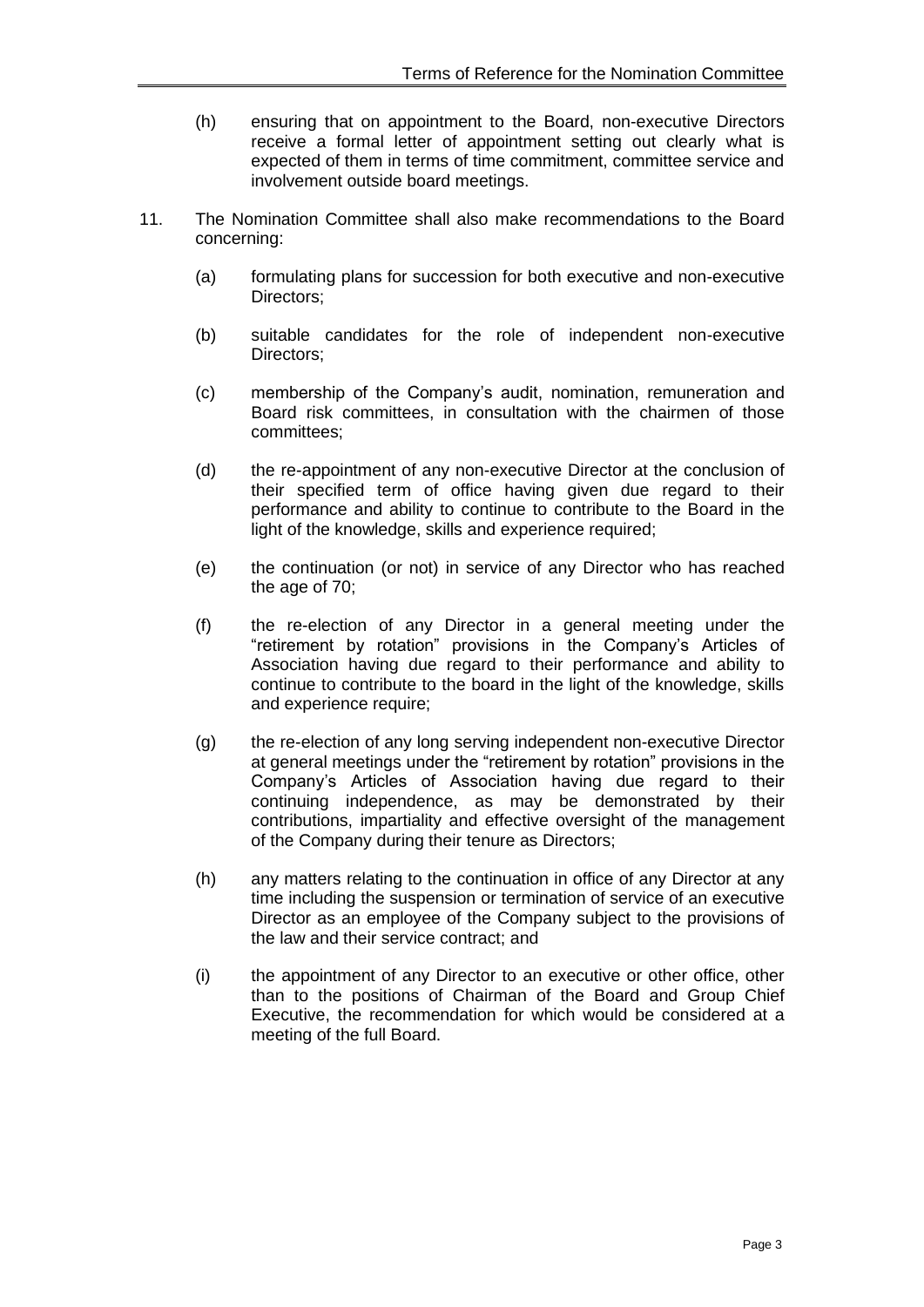(h) ensuring that on appointment to the Board, non-executive Directors receive a formal letter of appointment setting out clearly what is expected of them in terms of time commitment, committee service and involvement outside board meetings.

11. The Nomination Committee shall also make recommendations to the Board concerning:

    (a) formulating plans for succession for both executive and non-executive Directors;

    (b) suitable candidates for the role of independent non-executive Directors;

    (c) membership of the Company's audit, nomination, remuneration and Board risk committees, in consultation with the chairmen of those committees;

    (d) the re-appointment of any non-executive Director at the conclusion of their specified term of office having given due regard to their performance and ability to continue to contribute to the Board in the light of the knowledge, skills and experience required;

    (e) the continuation (or not) in service of any Director who has reached the age of 70;

    (f) the re-election of any Director in a general meeting under the "retirement by rotation" provisions in the Company's Articles of Association having due regard to their performance and ability to continue to contribute to the board in the light of the knowledge, skills and experience require;

    (g) the re-election of any long serving independent non-executive Director at general meetings under the "retirement by rotation" provisions in the Company's Articles of Association having due regard to their continuing independence, as may be demonstrated by their contributions, impartiality and effective oversight of the management of the Company during their tenure as Directors;

    (h) any matters relating to the continuation in office of any Director at any time including the suspension or termination of service of an executive Director as an employee of the Company subject to the provisions of the law and their service contract; and

    (i) the appointment of any Director to an executive or other office, other than to the positions of Chairman of the Board and Group Chief Executive, the recommendation for which would be considered at a meeting of the full Board.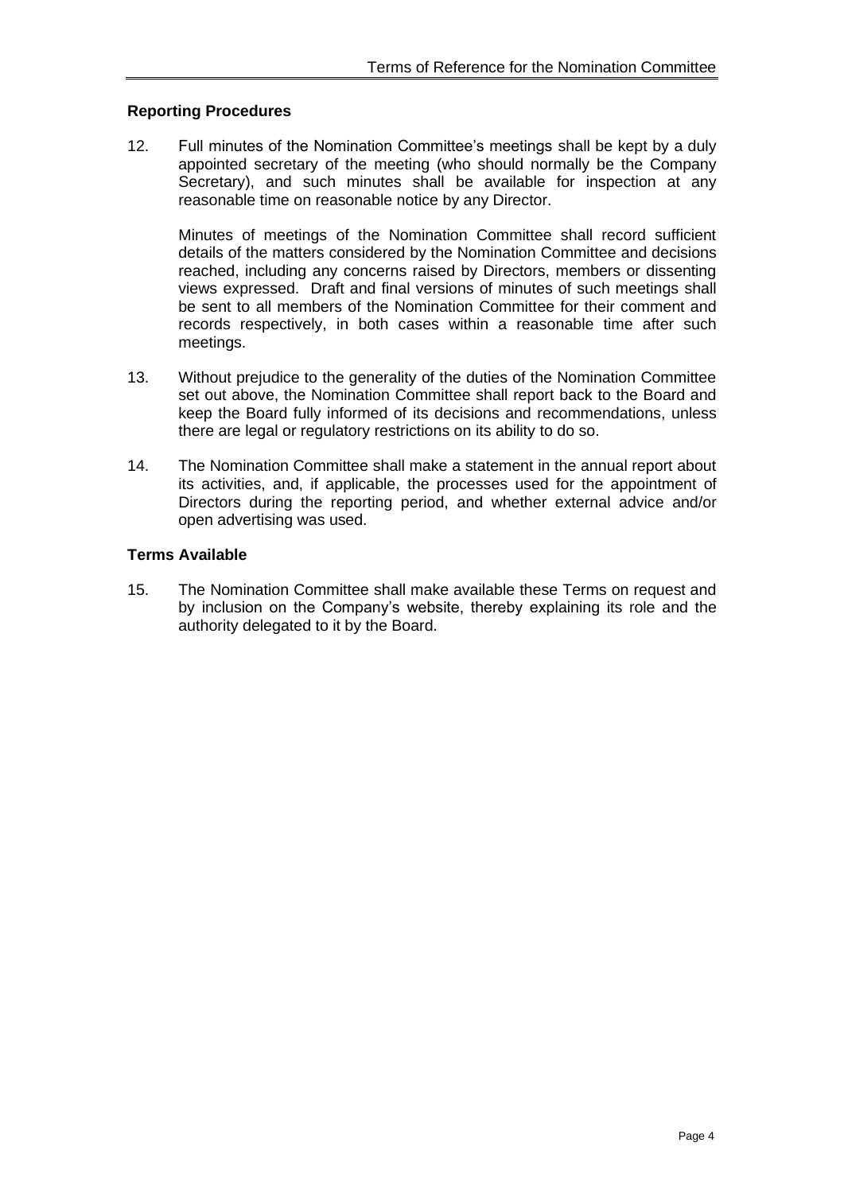## Reporting Procedures

12. Full minutes of the Nomination Committee's meetings shall be kept by a duly appointed secretary of the meeting (who should normally be the Company Secretary), and such minutes shall be available for inspection at any reasonable time on reasonable notice by any Director.

    Minutes of meetings of the Nomination Committee shall record sufficient details of the matters considered by the Nomination Committee and decisions reached, including any concerns raised by Directors, members or dissenting views expressed. Draft and final versions of minutes of such meetings shall be sent to all members of the Nomination Committee for their comment and records respectively, in both cases within a reasonable time after such meetings.

13. Without prejudice to the generality of the duties of the Nomination Committee set out above, the Nomination Committee shall report back to the Board and keep the Board fully informed of its decisions and recommendations, unless there are legal or regulatory restrictions on its ability to do so.

14. The Nomination Committee shall make a statement in the annual report about its activities, and, if applicable, the processes used for the appointment of Directors during the reporting period, and whether external advice and/or open advertising was used.

## Terms Available

15. The Nomination Committee shall make available these Terms on request and by inclusion on the Company's website, thereby explaining its role and the authority delegated to it by the Board.